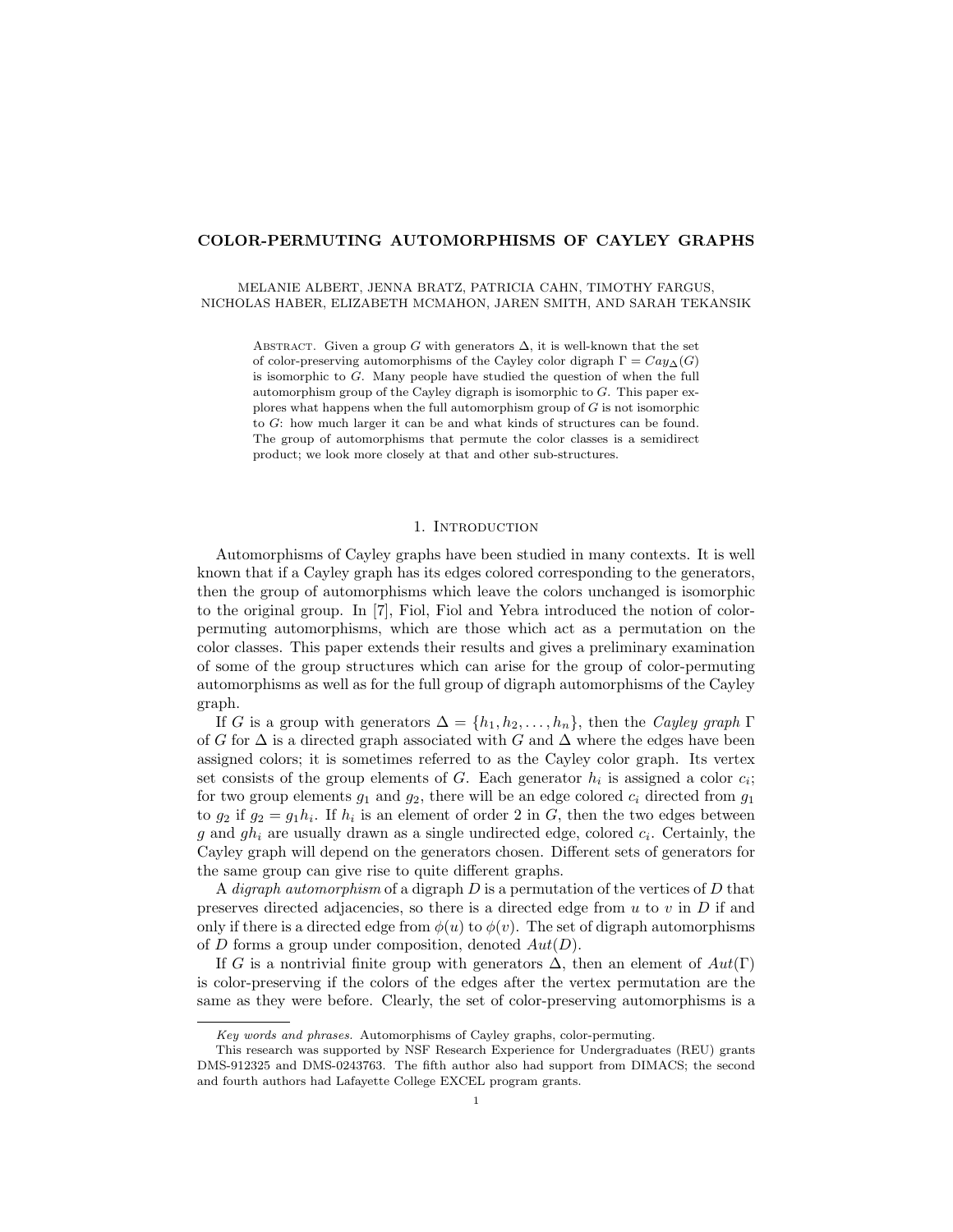# COLOR-PERMUTING AUTOMORPHISMS OF CAYLEY GRAPHS

MELANIE ALBERT, JENNA BRATZ, PATRICIA CAHN, TIMOTHY FARGUS, NICHOLAS HABER, ELIZABETH MCMAHON, JAREN SMITH, AND SARAH TEKANSIK

Abstract. Given a group $G$ with generators $\Delta$, it is well-known that the set of color-preserving automorphisms of the Cayley color digraph $\Gamma = Cay_{\Delta}(G)$ is isomorphic to $G$. Many people have studied the question of when the full automorphism group of the Cayley digraph is isomorphic to $G$. This paper explores what happens when the full automorphism group of $G$ is not isomorphic to $G$: how much larger it can be and what kinds of structures can be found. The group of automorphisms that permute the color classes is a semidirect product; we look more closely at that and other sub-structures.

## 1. Introduction

Automorphisms of Cayley graphs have been studied in many contexts. It is well known that if a Cayley graph has its edges colored corresponding to the generators, then the group of automorphisms which leave the colors unchanged is isomorphic to the original group. In [7], Fiol, Fiol and Yebra introduced the notion of color-permuting automorphisms, which are those which act as a permutation on the color classes. This paper extends their results and gives a preliminary examination of some of the group structures which can arise for the group of color-permuting automorphisms as well as for the full group of digraph automorphisms of the Cayley graph.

If $G$ is a group with generators $\Delta = \{h_1, h_2, \ldots, h_n\}$, then the *Cayley graph* $\Gamma$ of $G$ for $\Delta$ is a directed graph associated with $G$ and $\Delta$ where the edges have been assigned colors; it is sometimes referred to as the Cayley color graph. Its vertex set consists of the group elements of $G$. Each generator $h_i$ is assigned a color $c_i$; for two group elements $g_1$ and $g_2$, there will be an edge colored $c_i$ directed from $g_1$ to $g_2$ if $g_2 = g_1 h_i$. If $h_i$ is an element of order 2 in $G$, then the two edges between $g$ and $gh_i$ are usually drawn as a single undirected edge, colored $c_i$. Certainly, the Cayley graph will depend on the generators chosen. Different sets of generators for the same group can give rise to quite different graphs.

A *digraph automorphism* of a digraph $D$ is a permutation of the vertices of $D$ that preserves directed adjacencies, so there is a directed edge from $u$ to $v$ in $D$ if and only if there is a directed edge from $\phi(u)$ to $\phi(v)$. The set of digraph automorphisms of $D$ forms a group under composition, denoted $Aut(D)$.

If $G$ is a nontrivial finite group with generators $\Delta$, then an element of $Aut(\Gamma)$ is color-preserving if the colors of the edges after the vertex permutation are the same as they were before. Clearly, the set of color-preserving automorphisms is a

---

*Key words and phrases.* Automorphisms of Cayley graphs, color-permuting.

This research was supported by NSF Research Experience for Undergraduates (REU) grants DMS-912325 and DMS-0243763. The fifth author also had support from DIMACS; the second and fourth authors had Lafayette College EXCEL program grants.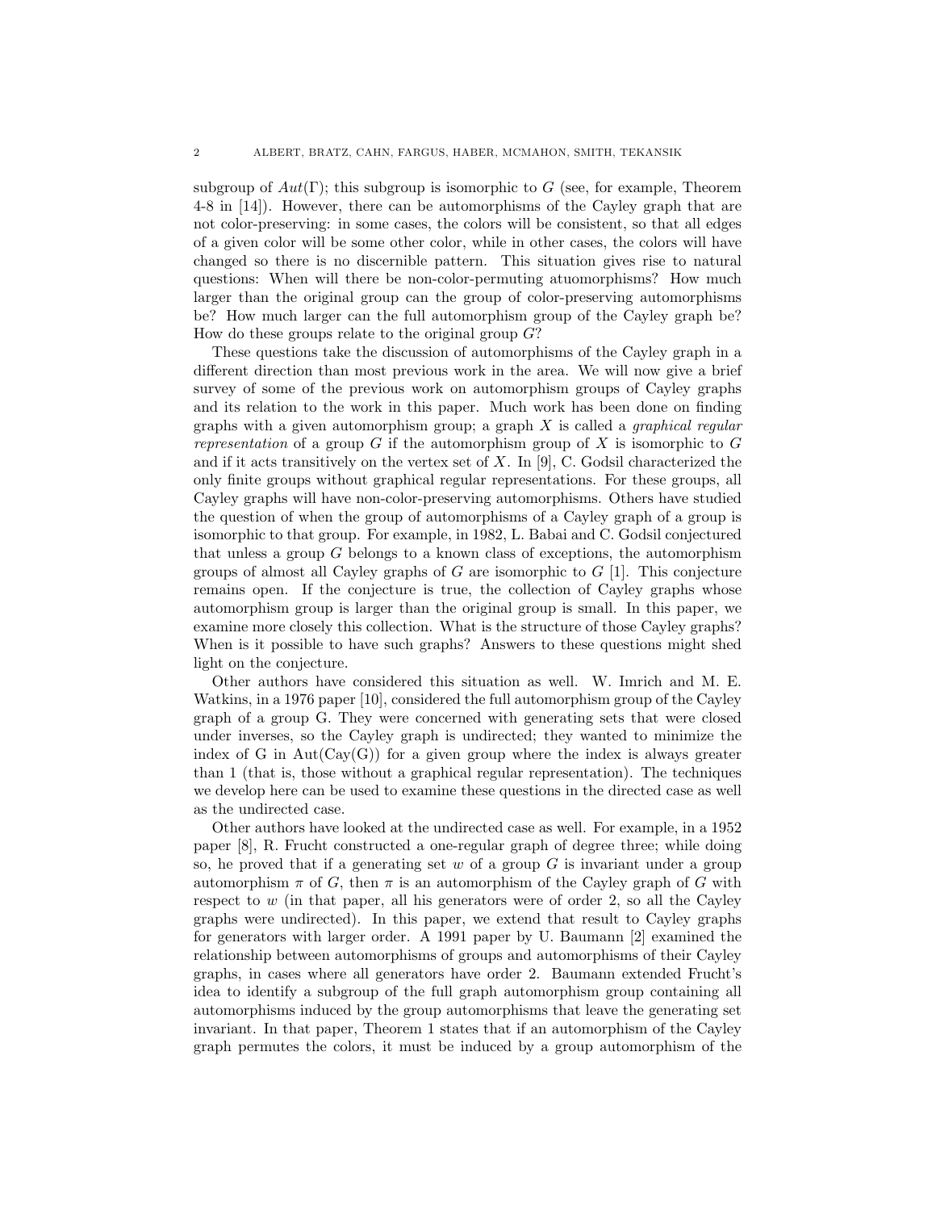subgroup of $Aut(\Gamma)$; this subgroup is isomorphic to $G$ (see, for example, Theorem 4-8 in [14]). However, there can be automorphisms of the Cayley graph that are not color-preserving: in some cases, the colors will be consistent, so that all edges of a given color will be some other color, while in other cases, the colors will have changed so there is no discernible pattern. This situation gives rise to natural questions: When will there be non-color-permuting atuomorphisms? How much larger than the original group can the group of color-preserving automorphisms be? How much larger can the full automorphism group of the Cayley graph be? How do these groups relate to the original group $G$?

These questions take the discussion of automorphisms of the Cayley graph in a different direction than most previous work in the area. We will now give a brief survey of some of the previous work on automorphism groups of Cayley graphs and its relation to the work in this paper. Much work has been done on finding graphs with a given automorphism group; a graph $X$ is called a *graphical regular representation* of a group $G$ if the automorphism group of $X$ is isomorphic to $G$ and if it acts transitively on the vertex set of $X$. In [9], C. Godsil characterized the only finite groups without graphical regular representations. For these groups, all Cayley graphs will have non-color-preserving automorphisms. Others have studied the question of when the group of automorphisms of a Cayley graph of a group is isomorphic to that group. For example, in 1982, L. Babai and C. Godsil conjectured that unless a group $G$ belongs to a known class of exceptions, the automorphism groups of almost all Cayley graphs of $G$ are isomorphic to $G$ [1]. This conjecture remains open. If the conjecture is true, the collection of Cayley graphs whose automorphism group is larger than the original group is small. In this paper, we examine more closely this collection. What is the structure of those Cayley graphs? When is it possible to have such graphs? Answers to these questions might shed light on the conjecture.

Other authors have considered this situation as well. W. Imrich and M. E. Watkins, in a 1976 paper [10], considered the full automorphism group of the Cayley graph of a group G. They were concerned with generating sets that were closed under inverses, so the Cayley graph is undirected; they wanted to minimize the index of G in Aut(Cay(G)) for a given group where the index is always greater than 1 (that is, those without a graphical regular representation). The techniques we develop here can be used to examine these questions in the directed case as well as the undirected case.

Other authors have looked at the undirected case as well. For example, in a 1952 paper [8], R. Frucht constructed a one-regular graph of degree three; while doing so, he proved that if a generating set $w$ of a group $G$ is invariant under a group automorphism $\pi$ of $G$, then $\pi$ is an automorphism of the Cayley graph of $G$ with respect to $w$ (in that paper, all his generators were of order 2, so all the Cayley graphs were undirected). In this paper, we extend that result to Cayley graphs for generators with larger order. A 1991 paper by U. Baumann [2] examined the relationship between automorphisms of groups and automorphisms of their Cayley graphs, in cases where all generators have order 2. Baumann extended Frucht's idea to identify a subgroup of the full graph automorphism group containing all automorphisms induced by the group automorphisms that leave the generating set invariant. In that paper, Theorem 1 states that if an automorphism of the Cayley graph permutes the colors, it must be induced by a group automorphism of the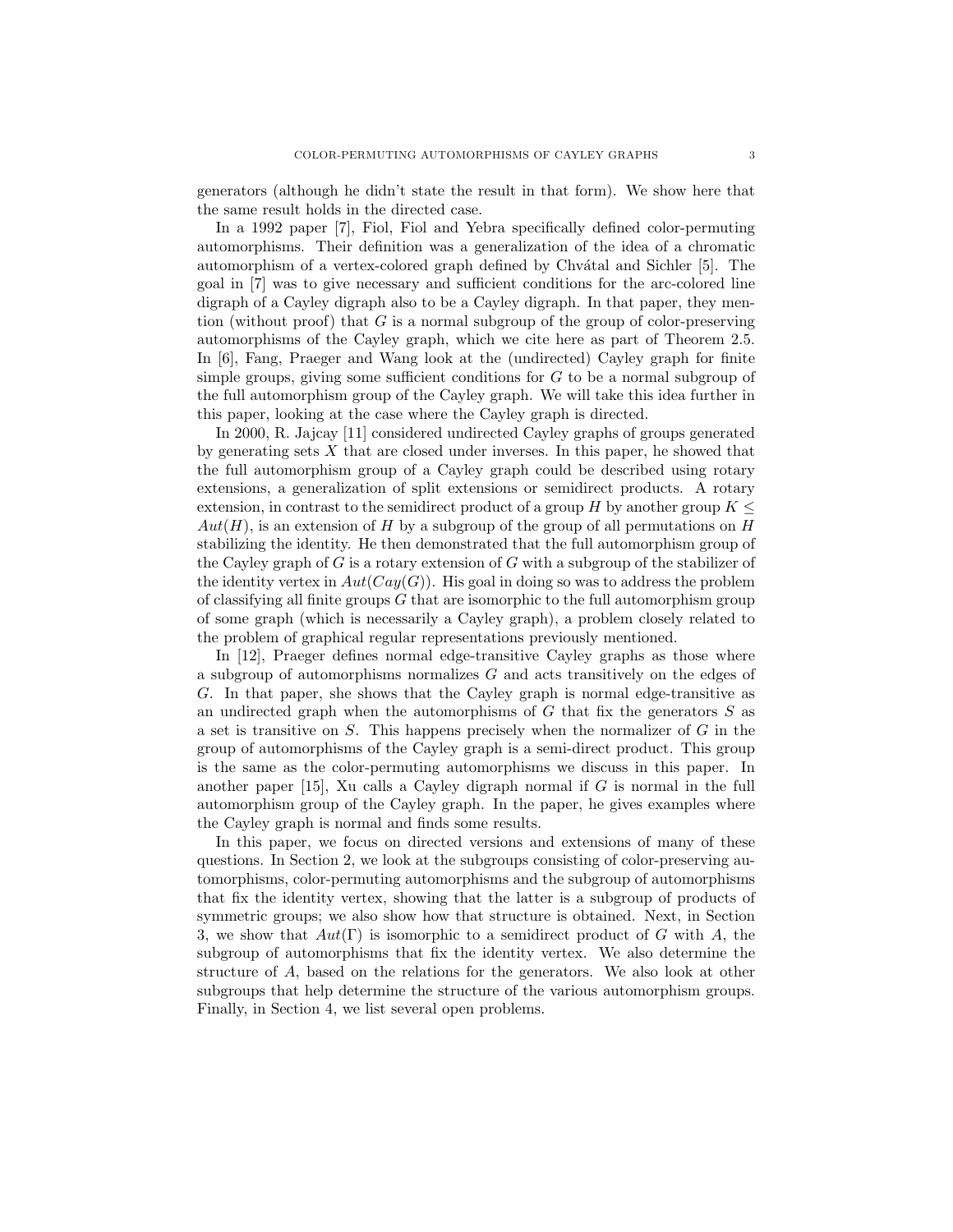generators (although he didn't state the result in that form). We show here that the same result holds in the directed case.

In a 1992 paper [7], Fiol, Fiol and Yebra specifically defined color-permuting automorphisms. Their definition was a generalization of the idea of a chromatic automorphism of a vertex-colored graph defined by Chvátal and Sichler [5]. The goal in [7] was to give necessary and sufficient conditions for the arc-colored line digraph of a Cayley digraph also to be a Cayley digraph. In that paper, they mention (without proof) that $G$ is a normal subgroup of the group of color-preserving automorphisms of the Cayley graph, which we cite here as part of Theorem 2.5. In [6], Fang, Praeger and Wang look at the (undirected) Cayley graph for finite simple groups, giving some sufficient conditions for $G$ to be a normal subgroup of the full automorphism group of the Cayley graph. We will take this idea further in this paper, looking at the case where the Cayley graph is directed.

In 2000, R. Jajcay [11] considered undirected Cayley graphs of groups generated by generating sets $X$ that are closed under inverses. In this paper, he showed that the full automorphism group of a Cayley graph could be described using rotary extensions, a generalization of split extensions or semidirect products. A rotary extension, in contrast to the semidirect product of a group $H$ by another group $K \leq Aut(H)$, is an extension of $H$ by a subgroup of the group of all permutations on $H$ stabilizing the identity. He then demonstrated that the full automorphism group of the Cayley graph of $G$ is a rotary extension of $G$ with a subgroup of the stabilizer of the identity vertex in $Aut(Cay(G))$. His goal in doing so was to address the problem of classifying all finite groups $G$ that are isomorphic to the full automorphism group of some graph (which is necessarily a Cayley graph), a problem closely related to the problem of graphical regular representations previously mentioned.

In [12], Praeger defines normal edge-transitive Cayley graphs as those where a subgroup of automorphisms normalizes $G$ and acts transitively on the edges of $G$. In that paper, she shows that the Cayley graph is normal edge-transitive as an undirected graph when the automorphisms of $G$ that fix the generators $S$ as a set is transitive on $S$. This happens precisely when the normalizer of $G$ in the group of automorphisms of the Cayley graph is a semi-direct product. This group is the same as the color-permuting automorphisms we discuss in this paper. In another paper [15], Xu calls a Cayley digraph normal if $G$ is normal in the full automorphism group of the Cayley graph. In the paper, he gives examples where the Cayley graph is normal and finds some results.

In this paper, we focus on directed versions and extensions of many of these questions. In Section 2, we look at the subgroups consisting of color-preserving automorphisms, color-permuting automorphisms and the subgroup of automorphisms that fix the identity vertex, showing that the latter is a subgroup of products of symmetric groups; we also show how that structure is obtained. Next, in Section 3, we show that $Aut(\Gamma)$ is isomorphic to a semidirect product of $G$ with $A$, the subgroup of automorphisms that fix the identity vertex. We also determine the structure of $A$, based on the relations for the generators. We also look at other subgroups that help determine the structure of the various automorphism groups. Finally, in Section 4, we list several open problems.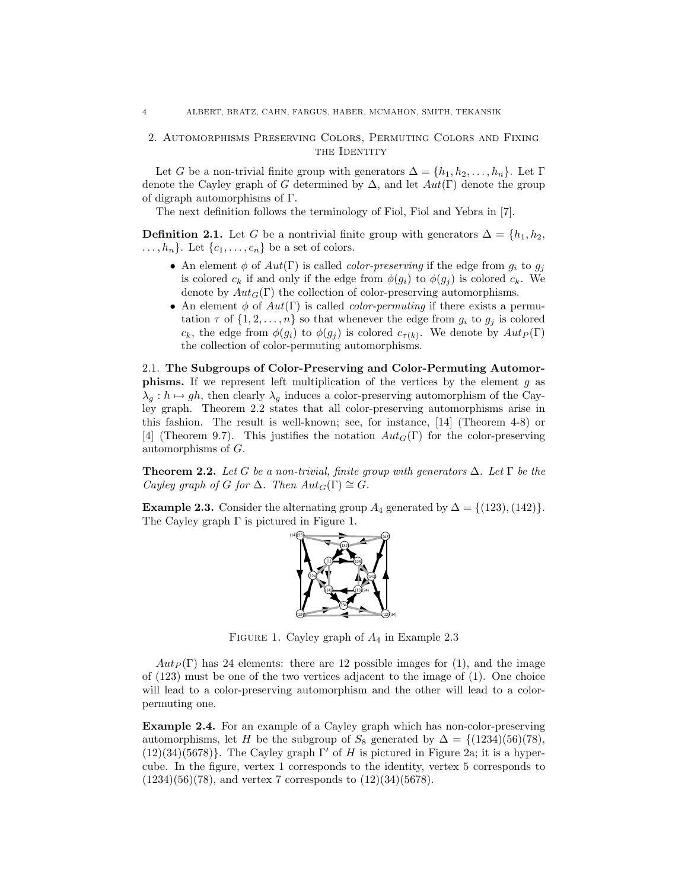## 2. Automorphisms Preserving Colors, Permuting Colors and Fixing the Identity

Let $G$ be a non-trivial finite group with generators $\Delta = \{h_1, h_2, \ldots, h_n\}$. Let $\Gamma$ denote the Cayley graph of $G$ determined by $\Delta$, and let $Aut(\Gamma)$ denote the group of digraph automorphisms of $\Gamma$.

The next definition follows the terminology of Fiol, Fiol and Yebra in [7].

**Definition 2.1.** Let $G$ be a nontrivial finite group with generators $\Delta = \{h_1, h_2, \ldots, h_n\}$. Let $\{c_1, \ldots, c_n\}$ be a set of colors.

- An element $\phi$ of $Aut(\Gamma)$ is called *color-preserving* if the edge from $g_i$ to $g_j$ is colored $c_k$ if and only if the edge from $\phi(g_i)$ to $\phi(g_j)$ is colored $c_k$. We denote by $Aut_G(\Gamma)$ the collection of color-preserving automorphisms.
- An element $\phi$ of $Aut(\Gamma)$ is called *color-permuting* if there exists a permutation $\tau$ of $\{1, 2, \ldots, n\}$ so that whenever the edge from $g_i$ to $g_j$ is colored $c_k$, the edge from $\phi(g_i)$ to $\phi(g_j)$ is colored $c_{\tau(k)}$. We denote by $Aut_P(\Gamma)$ the collection of color-permuting automorphisms.

### 2.1. The Subgroups of Color-Preserving and Color-Permuting Automorphisms.

If we represent left multiplication of the vertices by the element $g$ as $\lambda_g : h \mapsto gh$, then clearly $\lambda_g$ induces a color-preserving automorphism of the Cayley graph. Theorem 2.2 states that all color-preserving automorphisms arise in this fashion. The result is well-known; see, for instance, [14] (Theorem 4-8) or [4] (Theorem 9.7). This justifies the notation $Aut_G(\Gamma)$ for the color-preserving automorphisms of $G$.

**Theorem 2.2.** *Let $G$ be a non-trivial, finite group with generators $\Delta$. Let $\Gamma$ be the Cayley graph of $G$ for $\Delta$. Then $Aut_G(\Gamma) \cong G$.*

**Example 2.3.** Consider the alternating group $A_4$ generated by $\Delta = \{(123), (142)\}$. The Cayley graph $\Gamma$ is pictured in Figure 1.

Figure 1. Cayley graph of $A_4$ in Example 2.3

$Aut_P(\Gamma)$ has 24 elements: there are 12 possible images for (1), and the image of (123) must be one of the two vertices adjacent to the image of (1). One choice will lead to a color-preserving automorphism and the other will lead to a color-permuting one.

**Example 2.4.** For an example of a Cayley graph which has non-color-preserving automorphisms, let $H$ be the subgroup of $S_8$ generated by $\Delta = \{(1234)(56)(78), (12)(34)(5678)\}$. The Cayley graph $\Gamma'$ of $H$ is pictured in Figure 2a; it is a hypercube. In the figure, vertex 1 corresponds to the identity, vertex 5 corresponds to $(1234)(56)(78)$, and vertex 7 corresponds to $(12)(34)(5678)$.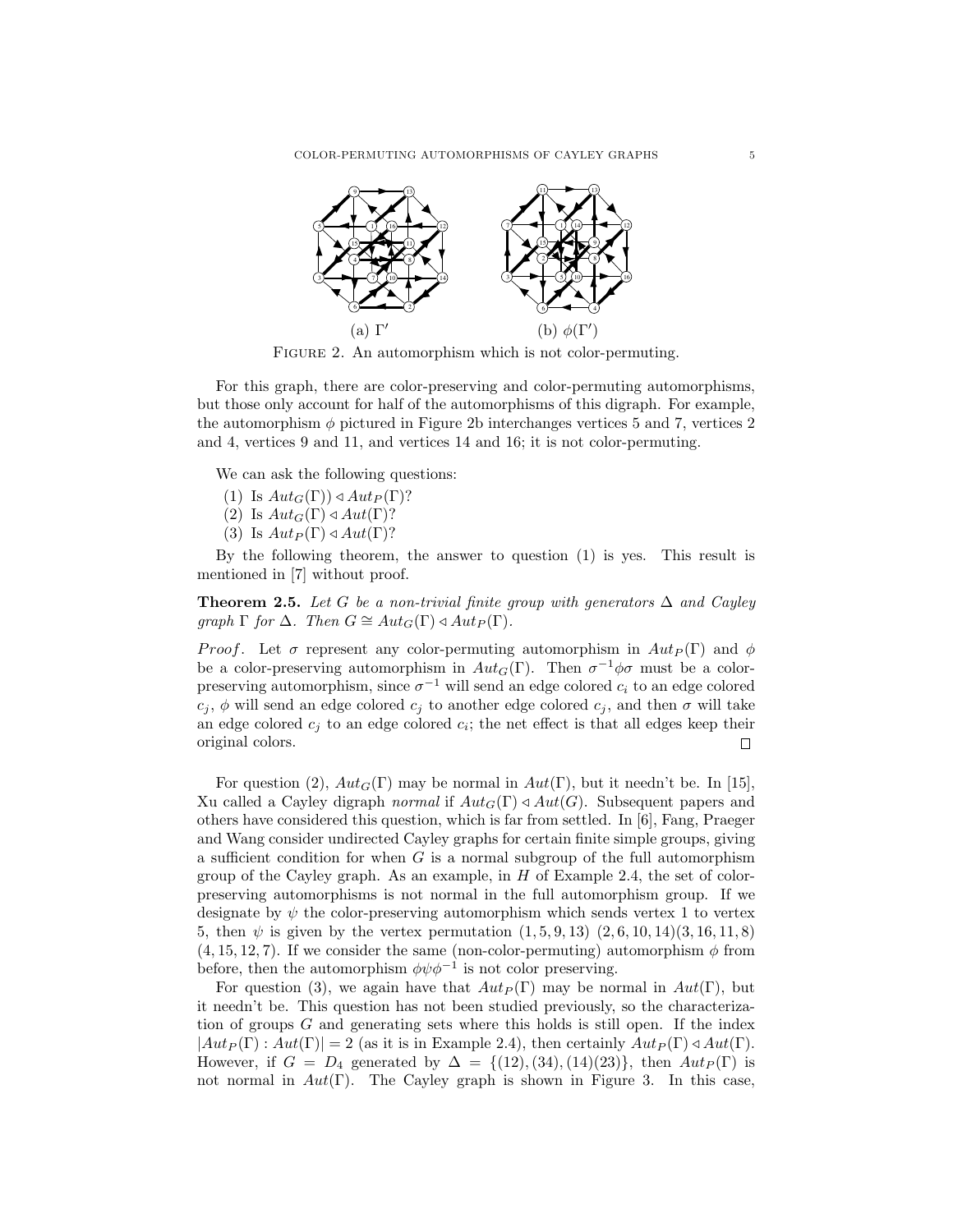(a) $\Gamma'$ (b) $\phi(\Gamma')$

FIGURE 2. An automorphism which is not color-permuting.

For this graph, there are color-preserving and color-permuting automorphisms, but those only account for half of the automorphisms of this digraph. For example, the automorphism $\phi$ pictured in Figure 2b interchanges vertices 5 and 7, vertices 2 and 4, vertices 9 and 11, and vertices 14 and 16; it is not color-permuting.

We can ask the following questions:

(1) Is $Aut_G(\Gamma)) \lhd Aut_P(\Gamma)$?
(2) Is $Aut_G(\Gamma) \lhd Aut(\Gamma)$?
(3) Is $Aut_P(\Gamma) \lhd Aut(\Gamma)$?

By the following theorem, the answer to question (1) is yes. This result is mentioned in [7] without proof.

**Theorem 2.5.** *Let $G$ be a non-trivial finite group with generators $\Delta$ and Cayley graph $\Gamma$ for $\Delta$. Then $G \cong Aut_G(\Gamma) \lhd Aut_P(\Gamma)$.*

*Proof.* Let $\sigma$ represent any color-permuting automorphism in $Aut_P(\Gamma)$ and $\phi$ be a color-preserving automorphism in $Aut_G(\Gamma)$. Then $\sigma^{-1}\phi\sigma$ must be a color-preserving automorphism, since $\sigma^{-1}$ will send an edge colored $c_i$ to an edge colored $c_j$, $\phi$ will send an edge colored $c_j$ to another edge colored $c_j$, and then $\sigma$ will take an edge colored $c_j$ to an edge colored $c_i$; the net effect is that all edges keep their original colors. □

For question (2), $Aut_G(\Gamma)$ may be normal in $Aut(\Gamma)$, but it needn't be. In [15], Xu called a Cayley digraph *normal* if $Aut_G(\Gamma) \lhd Aut(G)$. Subsequent papers and others have considered this question, which is far from settled. In [6], Fang, Praeger and Wang consider undirected Cayley graphs for certain finite simple groups, giving a sufficient condition for when $G$ is a normal subgroup of the full automorphism group of the Cayley graph. As an example, in $H$ of Example 2.4, the set of color-preserving automorphisms is not normal in the full automorphism group. If we designate by $\psi$ the color-preserving automorphism which sends vertex 1 to vertex 5, then $\psi$ is given by the vertex permutation $(1, 5, 9, 13)$ $(2, 6, 10, 14)(3, 16, 11, 8)$ $(4, 15, 12, 7)$. If we consider the same (non-color-permuting) automorphism $\phi$ from before, then the automorphism $\phi\psi\phi^{-1}$ is not color preserving.

For question (3), we again have that $Aut_P(\Gamma)$ may be normal in $Aut(\Gamma)$, but it needn't be. This question has not been studied previously, so the characterization of groups $G$ and generating sets where this holds is still open. If the index $|Aut_P(\Gamma) : Aut(\Gamma)| = 2$ (as it is in Example 2.4), then certainly $Aut_P(\Gamma) \lhd Aut(\Gamma)$. However, if $G = D_4$ generated by $\Delta = \{(12), (34), (14)(23)\}$, then $Aut_P(\Gamma)$ is not normal in $Aut(\Gamma)$. The Cayley graph is shown in Figure 3. In this case,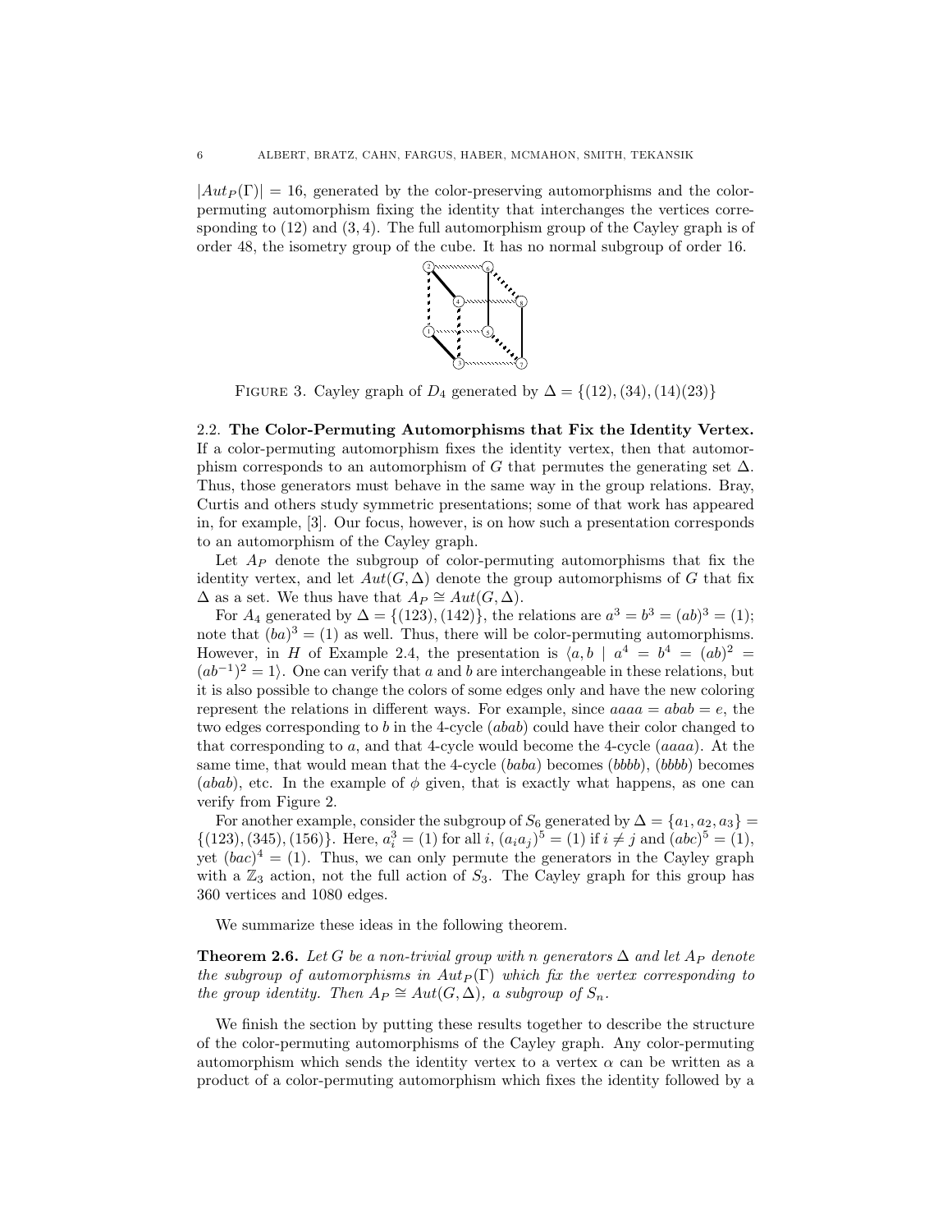$|Aut_P(\Gamma)| = 16$, generated by the color-preserving automorphisms and the color-permuting automorphism fixing the identity that interchanges the vertices corresponding to (12) and (3,4). The full automorphism group of the Cayley graph is of order 48, the isometry group of the cube. It has no normal subgroup of order 16.

FIGURE 3. Cayley graph of $D_4$ generated by $\Delta = \{(12), (34), (14)(23)\}$

### 2.2. The Color-Permuting Automorphisms that Fix the Identity Vertex.

If a color-permuting automorphism fixes the identity vertex, then that automorphism corresponds to an automorphism of $G$ that permutes the generating set $\Delta$. Thus, those generators must behave in the same way in the group relations. Bray, Curtis and others study symmetric presentations; some of that work has appeared in, for example, [3]. Our focus, however, is on how such a presentation corresponds to an automorphism of the Cayley graph.

Let $A_P$ denote the subgroup of color-permuting automorphisms that fix the identity vertex, and let $Aut(G, \Delta)$ denote the group automorphisms of $G$ that fix $\Delta$ as a set. We thus have that $A_P \cong Aut(G, \Delta)$.

For $A_4$ generated by $\Delta = \{(123), (142)\}$, the relations are $a^3 = b^3 = (ab)^3 = (1)$; note that $(ba)^3 = (1)$ as well. Thus, there will be color-permuting automorphisms. However, in $H$ of Example 2.4, the presentation is $\langle a, b \mid a^4 = b^4 = (ab)^2 = (ab^{-1})^2 = 1\rangle$. One can verify that $a$ and $b$ are interchangeable in these relations, but it is also possible to change the colors of some edges only and have the new coloring represent the relations in different ways. For example, since $aaaa = abab = e$, the two edges corresponding to $b$ in the 4-cycle $(abab)$ could have their color changed to that corresponding to $a$, and that 4-cycle would become the 4-cycle $(aaaa)$. At the same time, that would mean that the 4-cycle $(baba)$ becomes $(bbbb)$, $(bbbb)$ becomes $(abab)$, etc. In the example of $\phi$ given, that is exactly what happens, as one can verify from Figure 2.

For another example, consider the subgroup of $S_6$ generated by $\Delta = \{a_1, a_2, a_3\} = \{(123), (345), (156)\}$. Here, $a_i^3 = (1)$ for all $i$, $(a_i a_j)^5 = (1)$ if $i \neq j$ and $(abc)^5 = (1)$, yet $(bac)^4 = (1)$. Thus, we can only permute the generators in the Cayley graph with a $\mathbb{Z}_3$ action, not the full action of $S_3$. The Cayley graph for this group has 360 vertices and 1080 edges.

We summarize these ideas in the following theorem.

**Theorem 2.6.** *Let $G$ be a non-trivial group with $n$ generators $\Delta$ and let $A_P$ denote the subgroup of automorphisms in $Aut_P(\Gamma)$ which fix the vertex corresponding to the group identity. Then $A_P \cong Aut(G, \Delta)$, a subgroup of $S_n$.*

We finish the section by putting these results together to describe the structure of the color-permuting automorphisms of the Cayley graph. Any color-permuting automorphism which sends the identity vertex to a vertex $\alpha$ can be written as a product of a color-permuting automorphism which fixes the identity followed by a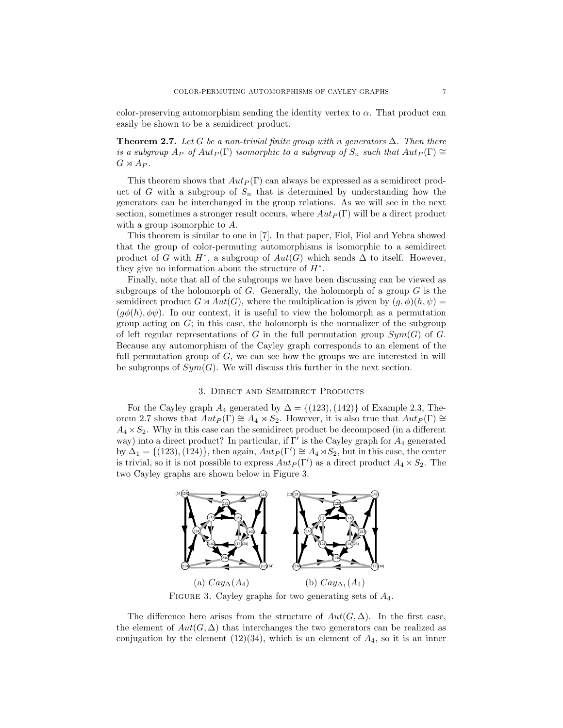color-preserving automorphism sending the identity vertex to $\alpha$. That product can easily be shown to be a semidirect product.

**Theorem 2.7.** *Let $G$ be a non-trivial finite group with $n$ generators $\Delta$. Then there is a subgroup $A_P$ of $Aut_P(\Gamma)$ isomorphic to a subgroup of $S_n$ such that $Aut_P(\Gamma) \cong G \rtimes A_P$.*

This theorem shows that $Aut_P(\Gamma)$ can always be expressed as a semidirect product of $G$ with a subgroup of $S_n$ that is determined by understanding how the generators can be interchanged in the group relations. As we will see in the next section, sometimes a stronger result occurs, where $Aut_P(\Gamma)$ will be a direct product with a group isomorphic to $A$.

This theorem is similar to one in [7]. In that paper, Fiol, Fiol and Yebra showed that the group of color-permuting automorphisms is isomorphic to a semidirect product of $G$ with $H^*$, a subgroup of $Aut(G)$ which sends $\Delta$ to itself. However, they give no information about the structure of $H^*$.

Finally, note that all of the subgroups we have been discussing can be viewed as subgroups of the holomorph of $G$. Generally, the holomorph of a group $G$ is the semidirect product $G \rtimes Aut(G)$, where the multiplication is given by $(g, \phi)(h, \psi) = (g\phi(h), \phi\psi)$. In our context, it is useful to view the holomorph as a permutation group acting on $G$; in this case, the holomorph is the normalizer of the subgroup of left regular representations of $G$ in the full permutation group $Sym(G)$ of $G$. Because any automorphism of the Cayley graph corresponds to an element of the full permutation group of $G$, we can see how the groups we are interested in will be subgroups of $Sym(G)$. We will discuss this further in the next section.

## 3. Direct and Semidirect Products

For the Cayley graph $A_4$ generated by $\Delta = \{(123), (142)\}$ of Example 2.3, Theorem 2.7 shows that $Aut_P(\Gamma) \cong A_4 \rtimes S_2$. However, it is also true that $Aut_P(\Gamma) \cong A_4 \times S_2$. Why in this case can the semidirect product be decomposed (in a different way) into a direct product? In particular, if $\Gamma'$ is the Cayley graph for $A_4$ generated by $\Delta_1 = \{(123), (124)\}$, then again, $Aut_P(\Gamma') \cong A_4 \rtimes S_2$, but in this case, the center is trivial, so it is not possible to express $Aut_P(\Gamma')$ as a direct product $A_4 \times S_2$. The two Cayley graphs are shown below in Figure 3.

(a) $Cay_\Delta(A_4)$ (b) $Cay_{\Delta_1}(A_4)$

Figure 3. Cayley graphs for two generating sets of $A_4$.

The difference here arises from the structure of $Aut(G, \Delta)$. In the first case, the element of $Aut(G, \Delta)$ that interchanges the two generators can be realized as conjugation by the element $(12)(34)$, which is an element of $A_4$, so it is an inner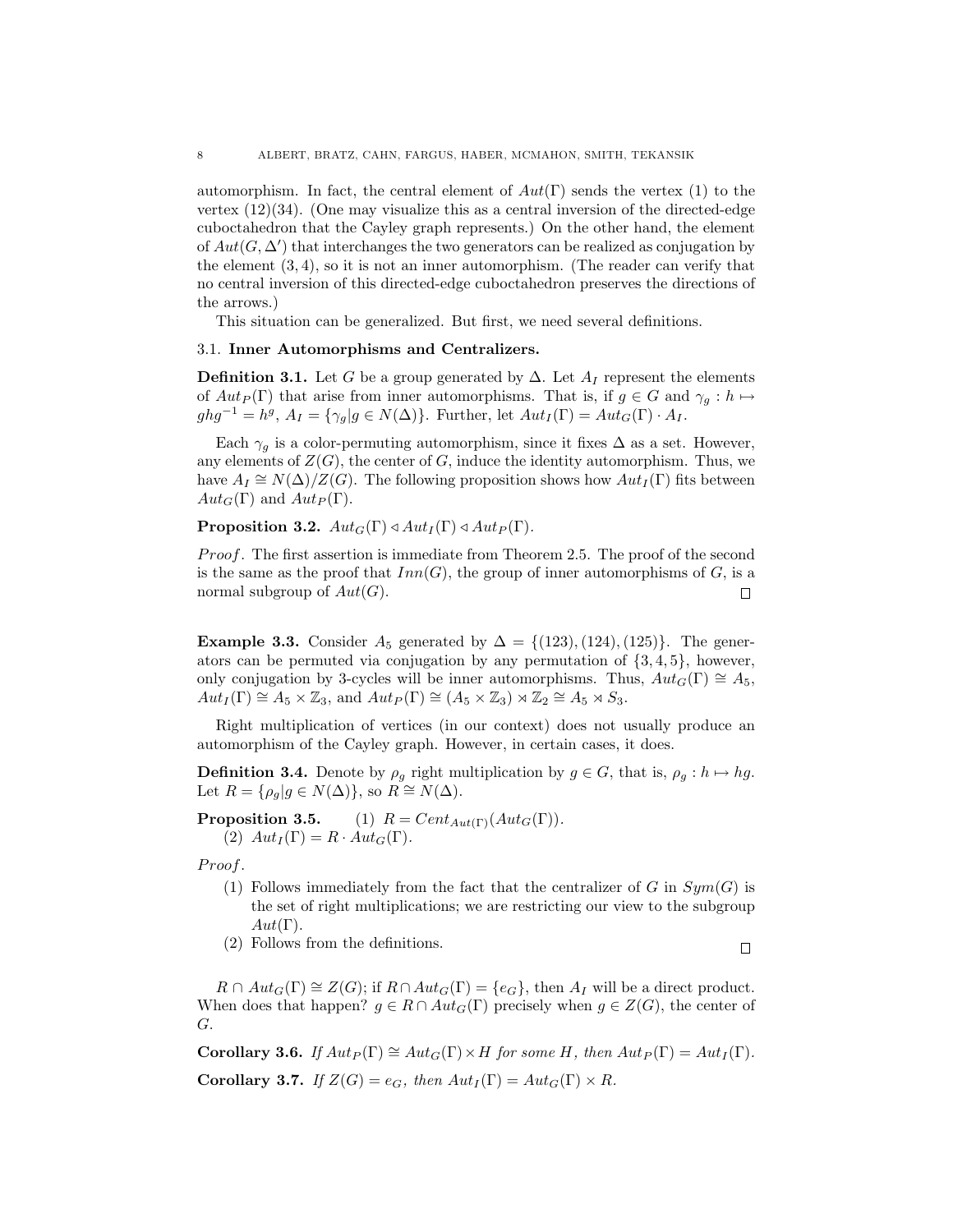automorphism. In fact, the central element of $Aut(\Gamma)$ sends the vertex (1) to the vertex (12)(34). (One may visualize this as a central inversion of the directed-edge cuboctahedron that the Cayley graph represents.) On the other hand, the element of $Aut(G, \Delta')$ that interchanges the two generators can be realized as conjugation by the element $(3, 4)$, so it is not an inner automorphism. (The reader can verify that no central inversion of this directed-edge cuboctahedron preserves the directions of the arrows.)

This situation can be generalized. But first, we need several definitions.

### 3.1. Inner Automorphisms and Centralizers.

**Definition 3.1.** Let $G$ be a group generated by $\Delta$. Let $A_I$ represent the elements of $Aut_P(\Gamma)$ that arise from inner automorphisms. That is, if $g \in G$ and $\gamma_g : h \mapsto ghg^{-1} = h^g$, $A_I = \{\gamma_g | g \in N(\Delta)\}$. Further, let $Aut_I(\Gamma) = Aut_G(\Gamma) \cdot A_I$.

Each $\gamma_g$ is a color-permuting automorphism, since it fixes $\Delta$ as a set. However, any elements of $Z(G)$, the center of $G$, induce the identity automorphism. Thus, we have $A_I \cong N(\Delta)/Z(G)$. The following proposition shows how $Aut_I(\Gamma)$ fits between $Aut_G(\Gamma)$ and $Aut_P(\Gamma)$.

**Proposition 3.2.** $Aut_G(\Gamma) \triangleleft Aut_I(\Gamma) \triangleleft Aut_P(\Gamma)$.

*Proof.* The first assertion is immediate from Theorem 2.5. The proof of the second is the same as the proof that $Inn(G)$, the group of inner automorphisms of $G$, is a normal subgroup of $Aut(G)$. $\square$

**Example 3.3.** Consider $A_5$ generated by $\Delta = \{(123), (124), (125)\}$. The generators can be permuted via conjugation by any permutation of $\{3, 4, 5\}$, however, only conjugation by 3-cycles will be inner automorphisms. Thus, $Aut_G(\Gamma) \cong A_5$, $Aut_I(\Gamma) \cong A_5 \times \mathbb{Z}_3$, and $Aut_P(\Gamma) \cong (A_5 \times \mathbb{Z}_3) \rtimes \mathbb{Z}_2 \cong A_5 \rtimes S_3$.

Right multiplication of vertices (in our context) does not usually produce an automorphism of the Cayley graph. However, in certain cases, it does.

**Definition 3.4.** Denote by $\rho_g$ right multiplication by $g \in G$, that is, $\rho_g : h \mapsto hg$. Let $R = \{\rho_g | g \in N(\Delta)\}$, so $R \cong N(\Delta)$.

**Proposition 3.5.**
1. $R = Cent_{Aut(\Gamma)}(Aut_G(\Gamma))$.
2. $Aut_I(\Gamma) = R \cdot Aut_G(\Gamma)$.

*Proof.*
1. Follows immediately from the fact that the centralizer of $G$ in $Sym(G)$ is the set of right multiplications; we are restricting our view to the subgroup $Aut(\Gamma)$.
2. Follows from the definitions. $\square$

$R \cap Aut_G(\Gamma) \cong Z(G)$; if $R \cap Aut_G(\Gamma) = \{e_G\}$, then $A_I$ will be a direct product. When does that happen? $g \in R \cap Aut_G(\Gamma)$ precisely when $g \in Z(G)$, the center of $G$.

**Corollary 3.6.** *If $Aut_P(\Gamma) \cong Aut_G(\Gamma) \times H$ for some $H$, then $Aut_P(\Gamma) = Aut_I(\Gamma)$.*

**Corollary 3.7.** *If $Z(G) = e_G$, then $Aut_I(\Gamma) = Aut_G(\Gamma) \times R$.*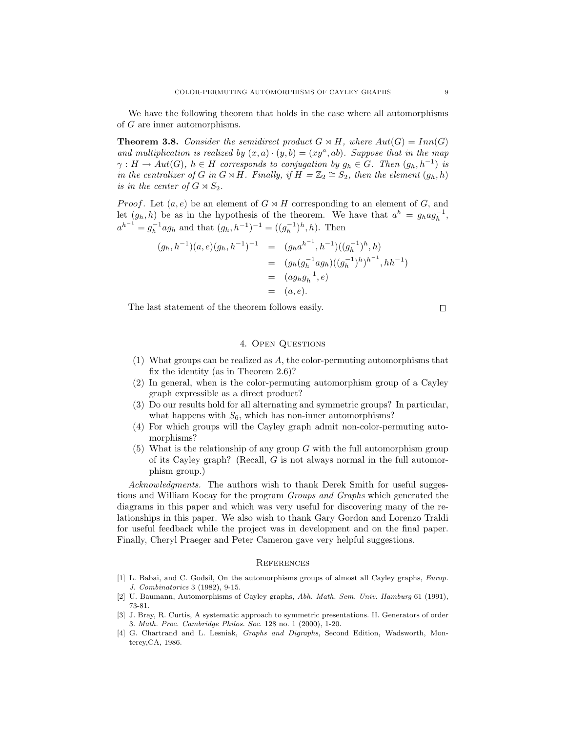We have the following theorem that holds in the case where all automorphisms of $G$ are inner automorphisms.

**Theorem 3.8.** *Consider the semidirect product $G \rtimes H$, where $Aut(G) = Inn(G)$ and multiplication is realized by $(x, a) \cdot (y, b) = (xy^a, ab)$. Suppose that in the map $\gamma : H \to Aut(G)$, $h \in H$ corresponds to conjugation by $g_h \in G$. Then $(g_h, h^{-1})$ is in the centralizer of $G$ in $G \rtimes H$. Finally, if $H = \mathbb{Z}_2 \cong S_2$, then the element $(g_h, h)$ is in the center of $G \rtimes S_2$.*

*Proof*. Let $(a, e)$ be an element of $G \rtimes H$ corresponding to an element of $G$, and let $(g_h, h)$ be as in the hypothesis of the theorem. We have that $a^h = g_h a g_h^{-1}$, $a^{h^{-1}} = g_h^{-1} a g_h$ and that $(g_h, h^{-1})^{-1} = ((g_h^{-1})^h, h)$. Then

$$
\begin{aligned}
(g_h, h^{-1})(a, e)(g_h, h^{-1})^{-1} &= (g_h a^{h^{-1}}, h^{-1})((g_h^{-1})^h, h) \\
&= (g_h(g_h^{-1} a g_h)((g_h^{-1})^h)^{h^{-1}}, hh^{-1}) \\
&= (a g_h g_h^{-1}, e) \\
&= (a, e).
\end{aligned}
$$

The last statement of the theorem follows easily. $\square$

## 4. Open Questions

1. What groups can be realized as $A$, the color-permuting automorphisms that fix the identity (as in Theorem 2.6)?
2. In general, when is the color-permuting automorphism group of a Cayley graph expressible as a direct product?
3. Do our results hold for all alternating and symmetric groups? In particular, what happens with $S_6$, which has non-inner automorphisms?
4. For which groups will the Cayley graph admit non-color-permuting automorphisms?
5. What is the relationship of any group $G$ with the full automorphism group of its Cayley graph? (Recall, $G$ is not always normal in the full automorphism group.)

*Acknowledgments.* The authors wish to thank Derek Smith for useful suggestions and William Kocay for the program *Groups and Graphs* which generated the diagrams in this paper and which was very useful for discovering many of the relationships in this paper. We also wish to thank Gary Gordon and Lorenzo Traldi for useful feedback while the project was in development and on the final paper. Finally, Cheryl Praeger and Peter Cameron gave very helpful suggestions.

## References

[1] L. Babai, and C. Godsil, On the automorphisms groups of almost all Cayley graphs, *Europ. J. Combinatorics* 3 (1982), 9-15.

[2] U. Baumann, Automorphisms of Cayley graphs, *Abh. Math. Sem. Univ. Hamburg* 61 (1991), 73-81.

[3] J. Bray, R. Curtis, A systematic approach to symmetric presentations. II. Generators of order 3. *Math. Proc. Cambridge Philos. Soc.* 128 no. 1 (2000), 1-20.

[4] G. Chartrand and L. Lesniak, *Graphs and Digraphs*, Second Edition, Wadsworth, Monterey,CA, 1986.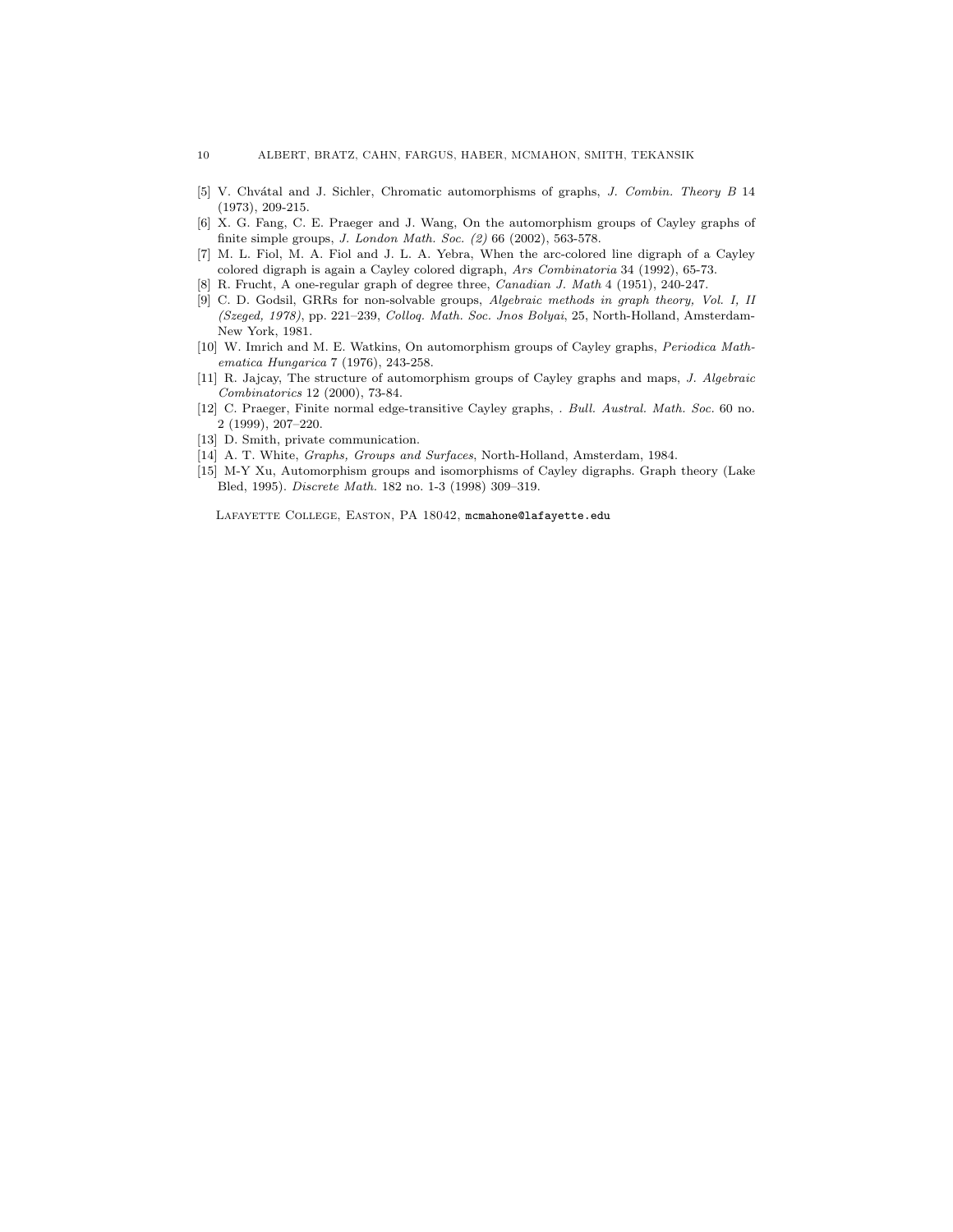[5] V. Chvátal and J. Sichler, Chromatic automorphisms of graphs, *J. Combin. Theory B* 14 (1973), 209-215.

[6] X. G. Fang, C. E. Praeger and J. Wang, On the automorphism groups of Cayley graphs of finite simple groups, *J. London Math. Soc. (2)* 66 (2002), 563-578.

[7] M. L. Fiol, M. A. Fiol and J. L. A. Yebra, When the arc-colored line digraph of a Cayley colored digraph is again a Cayley colored digraph, *Ars Combinatoria* 34 (1992), 65-73.

[8] R. Frucht, A one-regular graph of degree three, *Canadian J. Math* 4 (1951), 240-247.

[9] C. D. Godsil, GRRs for non-solvable groups, *Algebraic methods in graph theory, Vol. I, II (Szeged, 1978)*, pp. 221–239, *Colloq. Math. Soc. Jnos Bolyai*, 25, North-Holland, Amsterdam-New York, 1981.

[10] W. Imrich and M. E. Watkins, On automorphism groups of Cayley graphs, *Periodica Mathematica Hungarica* 7 (1976), 243-258.

[11] R. Jajcay, The structure of automorphism groups of Cayley graphs and maps, *J. Algebraic Combinatorics* 12 (2000), 73-84.

[12] C. Praeger, Finite normal edge-transitive Cayley graphs, . *Bull. Austral. Math. Soc.* 60 no. 2 (1999), 207–220.

[13] D. Smith, private communication.

[14] A. T. White, *Graphs, Groups and Surfaces*, North-Holland, Amsterdam, 1984.

[15] M-Y Xu, Automorphism groups and isomorphisms of Cayley digraphs. Graph theory (Lake Bled, 1995). *Discrete Math.* 182 no. 1-3 (1998) 309–319.

Lafayette College, Easton, PA 18042, mcmahone@lafayette.edu